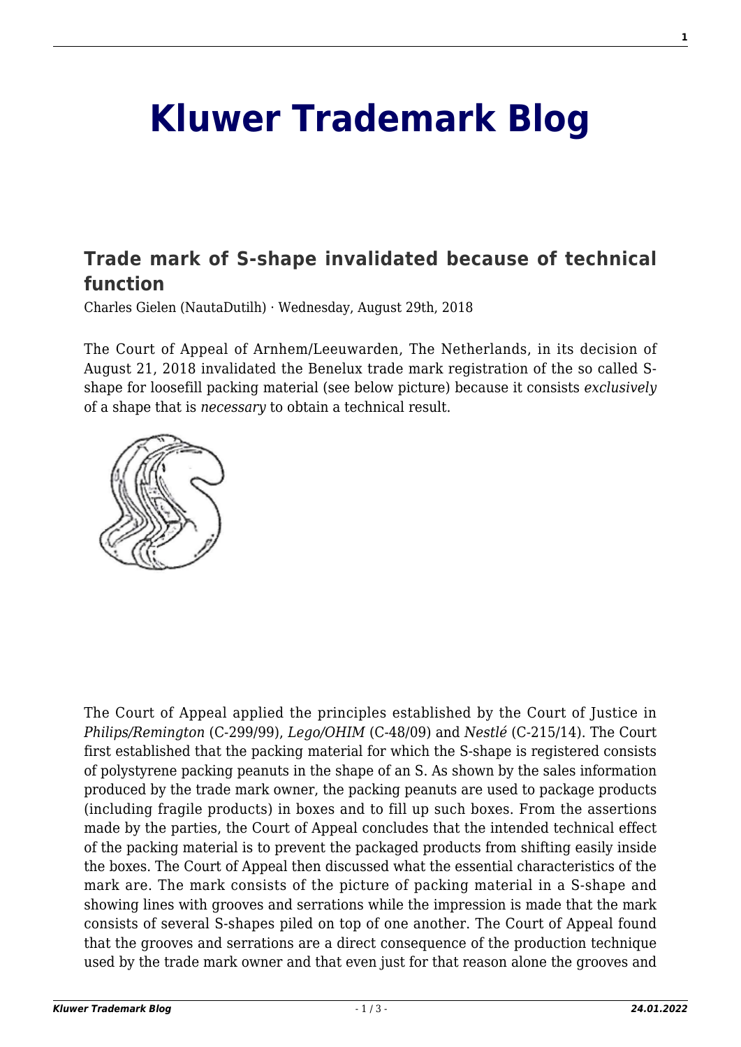# Kluwer Trademark Blog

## Trade mark of S-shape invalidated because of technical function

Charles Gielen (NautaDutilh) · Wednesday, August 29th, 2018

The Court of Appeal of Arnhem/Leeuwarden, The Netherlands, in its decision of August 21, 2018 invalidated the Benelux trade mark registration of the so called S-shape for loosefill packing material (see below picture) because it consists *exclusively* of a shape that is *necessary* to obtain a technical result.

The Court of Appeal applied the principles established by the Court of Justice in *Philips/Remington* (C-299/99), *Lego/OHIM* (C-48/09) and *Nestlé* (C-215/14). The Court first established that the packing material for which the S-shape is registered consists of polystyrene packing peanuts in the shape of an S. As shown by the sales information produced by the trade mark owner, the packing peanuts are used to package products (including fragile products) in boxes and to fill up such boxes. From the assertions made by the parties, the Court of Appeal concludes that the intended technical effect of the packing material is to prevent the packaged products from shifting easily inside the boxes. The Court of Appeal then discussed what the essential characteristics of the mark are. The mark consists of the picture of packing material in a S-shape and showing lines with grooves and serrations while the impression is made that the mark consists of several S-shapes piled on top of one another. The Court of Appeal found that the grooves and serrations are a direct consequence of the production technique used by the trade mark owner and that even just for that reason alone the grooves and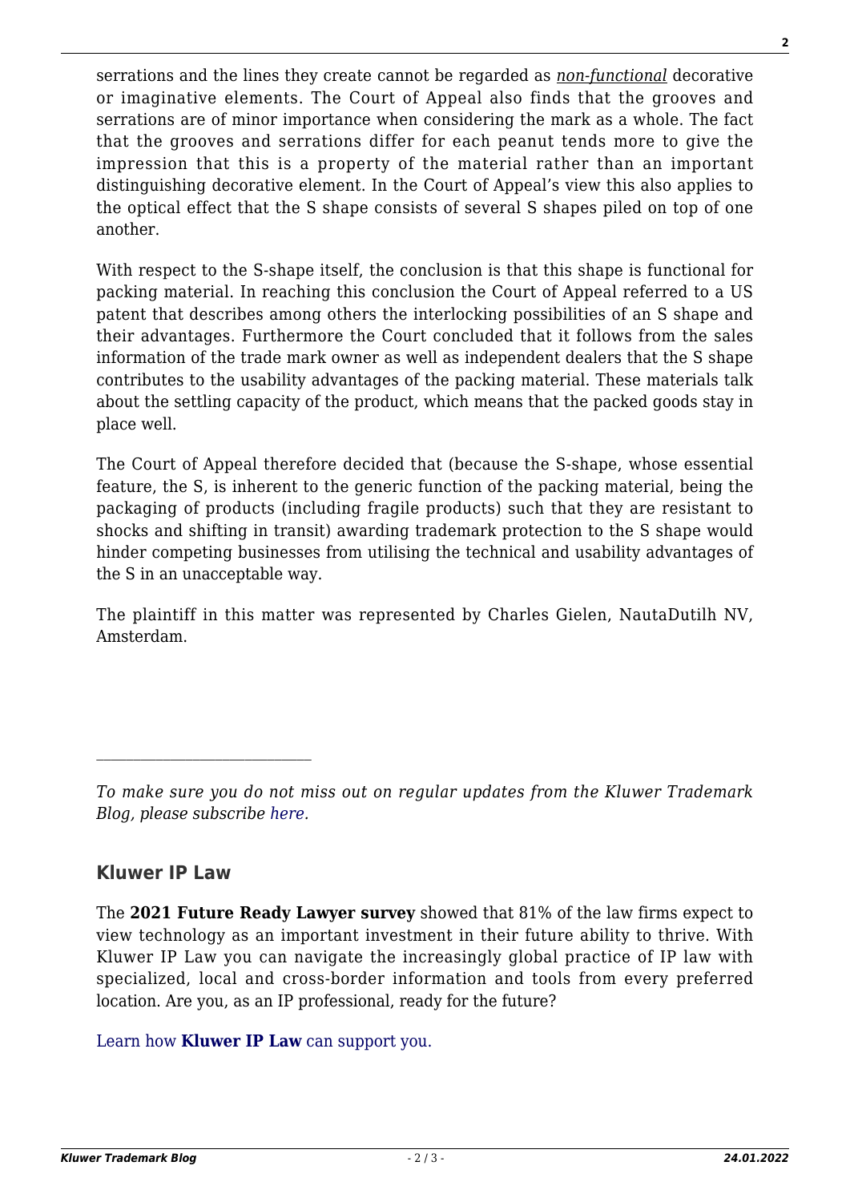serrations and the lines they create cannot be regarded as *non-functional* decorative or imaginative elements. The Court of Appeal also finds that the grooves and serrations are of minor importance when considering the mark as a whole. The fact that the grooves and serrations differ for each peanut tends more to give the impression that this is a property of the material rather than an important distinguishing decorative element. In the Court of Appeal's view this also applies to the optical effect that the S shape consists of several S shapes piled on top of one another.

With respect to the S-shape itself, the conclusion is that this shape is functional for packing material. In reaching this conclusion the Court of Appeal referred to a US patent that describes among others the interlocking possibilities of an S shape and their advantages. Furthermore the Court concluded that it follows from the sales information of the trade mark owner as well as independent dealers that the S shape contributes to the usability advantages of the packing material. These materials talk about the settling capacity of the product, which means that the packed goods stay in place well.

The Court of Appeal therefore decided that (because the S-shape, whose essential feature, the S, is inherent to the generic function of the packing material, being the packaging of products (including fragile products) such that they are resistant to shocks and shifting in transit) awarding trademark protection to the S shape would hinder competing businesses from utilising the technical and usability advantages of the S in an unacceptable way.

The plaintiff in this matter was represented by Charles Gielen, NautaDutilh NV, Amsterdam.

---

*To make sure you do not miss out on regular updates from the Kluwer Trademark Blog, please subscribe here.*

### Kluwer IP Law

The **2021 Future Ready Lawyer survey** showed that 81% of the law firms expect to view technology as an important investment in their future ability to thrive. With Kluwer IP Law you can navigate the increasingly global practice of IP law with specialized, local and cross-border information and tools from every preferred location. Are you, as an IP professional, ready for the future?

Learn how **Kluwer IP Law** can support you.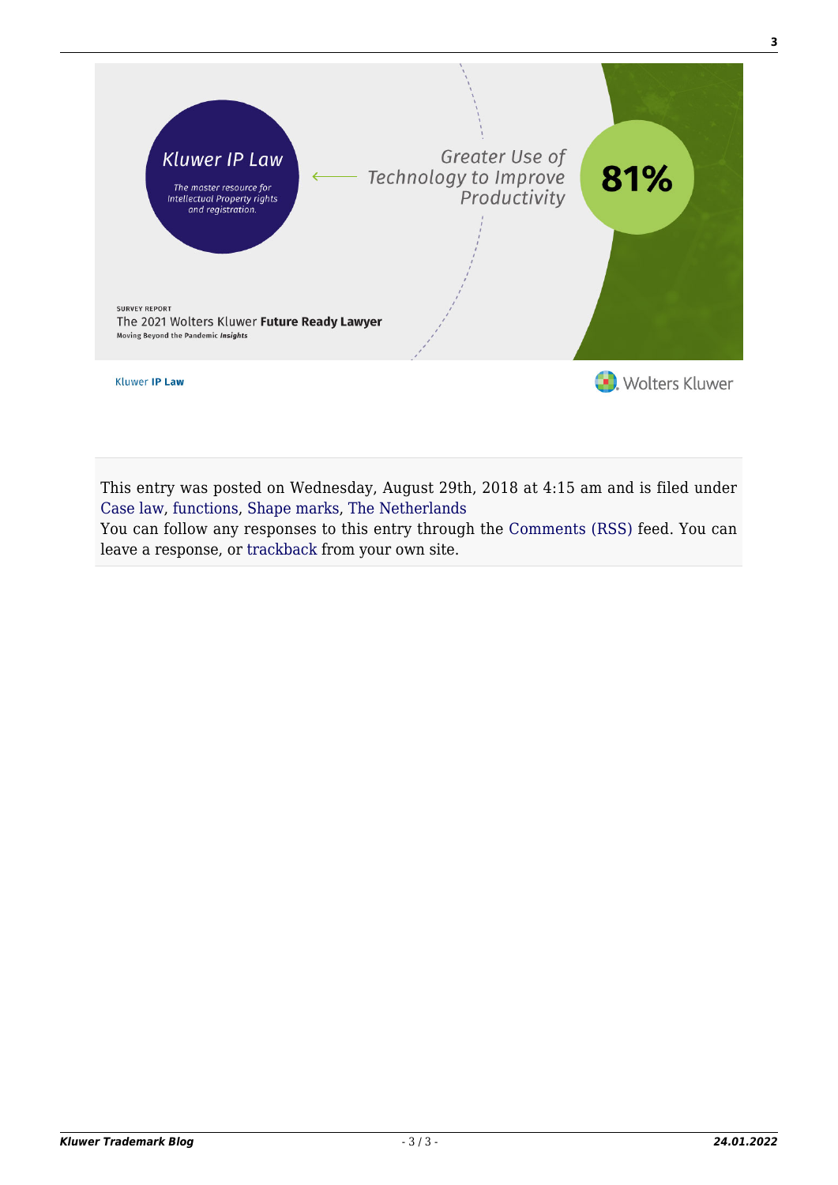Kluwer IP Law

The master resource for Intellectual Property rights and registration.

Greater Use of Technology to Improve Productivity

81%

SURVEY REPORT

The 2021 Wolters Kluwer **Future Ready Lawyer**

Moving Beyond the Pandemic *Insights*

Kluwer **IP Law**

Wolters Kluwer

This entry was posted on Wednesday, August 29th, 2018 at 4:15 am and is filed under Case law, functions, Shape marks, The Netherlands
You can follow any responses to this entry through the Comments (RSS) feed. You can leave a response, or trackback from your own site.